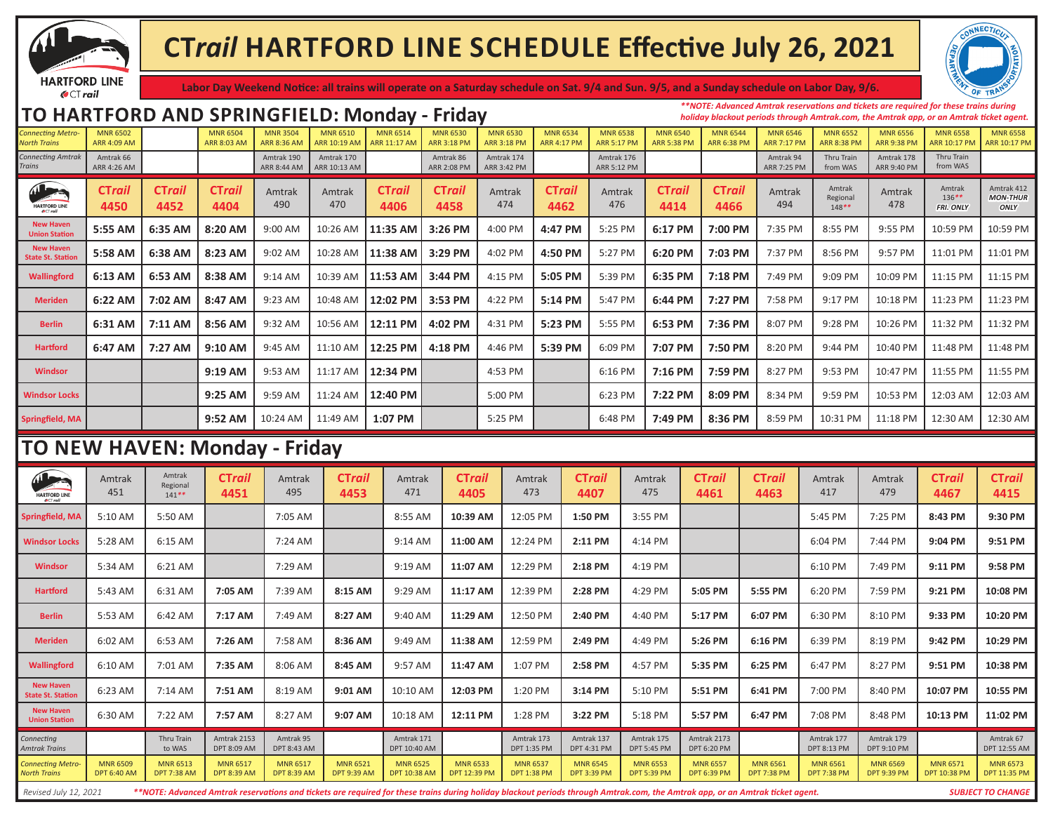# CT*rail* HARTFORD LINE SCHEDULE Effective July 26, 2021

**Labor Day Weekend Notice: all trains will operate on a Saturday schedule on Sat. 9/4 and Sun. 9/5, and a Sunday schedule on Labor Day, 9/6.**

## TO HARTFORD AND SPRINGFIELD: Monday - Friday

*\*\*NOTE: Advanced Amtrak reservations and tickets are required for these trains during holiday blackout periods through Amtrak.com, the Amtrak app, or an Amtrak ticket agent.*

| | | | | | | | | | | | | | | | | | |
|---|---|---|---|---|---|---|---|---|---|---|---|---|---|---|---|---|---|
| *Connecting Metro-North Trains* | MNR 6502 ARR 4:09 AM | | MNR 6504 ARR 8:03 AM | MNR 3504 ARR 8:36 AM | MNR 6510 ARR 10:19 AM | MNR 6514 ARR 11:17 AM | MNR 6530 ARR 3:18 PM | MNR 6530 ARR 3:18 PM | MNR 6534 ARR 4:17 PM | MNR 6538 ARR 5:17 PM | MNR 6540 ARR 5:38 PM | MNR 6544 ARR 6:38 PM | MNR 6546 ARR 7:17 PM | MNR 6552 ARR 8:38 PM | MNR 6556 ARR 9:38 PM | MNR 6558 ARR 10:17 PM | MNR 6558 ARR 10:17 PM |
| *Connecting Amtrak Trains* | Amtrak 66 ARR 4:26 AM | | | Amtrak 190 ARR 8:44 AM | Amtrak 170 ARR 10:13 AM | | Amtrak 86 ARR 2:08 PM | Amtrak 174 ARR 3:42 PM | | Amtrak 176 ARR 5:12 PM | | | Amtrak 94 ARR 7:25 PM | Thru Train from WAS | Amtrak 178 ARR 9:40 PM | Thru Train from WAS | |
| **HARTFORD LINE** | **CT*rail* 4450** | **CT*rail* 4452** | **CT*rail* 4404** | Amtrak 490 | Amtrak 470 | **CT*rail* 4406** | **CT*rail* 4458** | Amtrak 474 | **CT*rail* 4462** | Amtrak 476 | **CT*rail* 4414** | **CT*rail* 4466** | Amtrak 494 | Amtrak Regional 148\*\* | Amtrak 478 | Amtrak 136\*\* *FRI. ONLY* | Amtrak 412 *MON-THUR ONLY* |
| **New Haven Union Station** | **5:55 AM** | **6:35 AM** | **8:20 AM** | 9:00 AM | 10:26 AM | **11:35 AM** | **3:26 PM** | 4:00 PM | **4:47 PM** | 5:25 PM | **6:17 PM** | **7:00 PM** | 7:35 PM | 8:55 PM | 9:55 PM | 10:59 PM | 10:59 PM |
| **New Haven State St. Station** | **5:58 AM** | **6:38 AM** | **8:23 AM** | 9:02 AM | 10:28 AM | **11:38 AM** | **3:29 PM** | 4:02 PM | **4:50 PM** | 5:27 PM | **6:20 PM** | **7:03 PM** | 7:37 PM | 8:56 PM | 9:57 PM | 11:01 PM | 11:01 PM |
| **Wallingford** | **6:13 AM** | **6:53 AM** | **8:38 AM** | 9:14 AM | 10:39 AM | **11:53 AM** | **3:44 PM** | 4:15 PM | **5:05 PM** | 5:39 PM | **6:35 PM** | **7:18 PM** | 7:49 PM | 9:09 PM | 10:09 PM | 11:15 PM | 11:15 PM |
| **Meriden** | **6:22 AM** | **7:02 AM** | **8:47 AM** | 9:23 AM | 10:48 AM | **12:02 PM** | **3:53 PM** | 4:22 PM | **5:14 PM** | 5:47 PM | **6:44 PM** | **7:27 PM** | 7:58 PM | 9:17 PM | 10:18 PM | 11:23 PM | 11:23 PM |
| **Berlin** | **6:31 AM** | **7:11 AM** | **8:56 AM** | 9:32 AM | 10:56 AM | **12:11 PM** | **4:02 PM** | 4:31 PM | **5:23 PM** | 5:55 PM | **6:53 PM** | **7:36 PM** | 8:07 PM | 9:28 PM | 10:26 PM | 11:32 PM | 11:32 PM |
| **Hartford** | **6:47 AM** | **7:27 AM** | **9:10 AM** | 9:45 AM | 11:10 AM | **12:25 PM** | **4:18 PM** | 4:46 PM | **5:39 PM** | 6:09 PM | **7:07 PM** | **7:50 PM** | 8:20 PM | 9:44 PM | 10:40 PM | 11:48 PM | 11:48 PM |
| **Windsor** | | | **9:19 AM** | 9:53 AM | 11:17 AM | **12:34 PM** | | 4:53 PM | | 6:16 PM | **7:16 PM** | **7:59 PM** | 8:27 PM | 9:53 PM | 10:47 PM | 11:55 PM | 11:55 PM |
| **Windsor Locks** | | | **9:25 AM** | 9:59 AM | 11:24 AM | **12:40 PM** | | 5:00 PM | | 6:23 PM | **7:22 PM** | **8:09 PM** | 8:34 PM | 9:59 PM | 10:53 PM | 12:03 AM | 12:03 AM |
| **Springfield, MA** | | | **9:52 AM** | 10:24 AM | 11:49 AM | **1:07 PM** | | 5:25 PM | | 6:48 PM | **7:49 PM** | **8:36 PM** | 8:59 PM | 10:31 PM | 11:18 PM | 12:30 AM | 12:30 AM |

## TO NEW HAVEN: Monday - Friday

| **HARTFORD LINE** | Amtrak 451 | Amtrak Regional 141\*\* | **CT*rail* 4451** | Amtrak 495 | **CT*rail* 4453** | Amtrak 471 | **CT*rail* 4405** | Amtrak 473 | **CT*rail* 4407** | Amtrak 475 | **CT*rail* 4461** | **CT*rail* 4463** | Amtrak 417 | Amtrak 479 | **CT*rail* 4467** | **CT*rail* 4415** |
|---|---|---|---|---|---|---|---|---|---|---|---|---|---|---|---|---|
| **Springfield, MA** | 5:10 AM | 5:50 AM | | 7:05 AM | | 8:55 AM | **10:39 AM** | 12:05 PM | **1:50 PM** | 3:55 PM | | | 5:45 PM | 7:25 PM | **8:43 PM** | **9:30 PM** |
| **Windsor Locks** | 5:28 AM | 6:15 AM | | 7:24 AM | | 9:14 AM | **11:00 AM** | 12:24 PM | **2:11 PM** | 4:14 PM | | | 6:04 PM | 7:44 PM | **9:04 PM** | **9:51 PM** |
| **Windsor** | 5:34 AM | 6:21 AM | | 7:29 AM | | 9:19 AM | **11:07 AM** | 12:29 PM | **2:18 PM** | 4:19 PM | | | 6:10 PM | 7:49 PM | **9:11 PM** | **9:58 PM** |
| **Hartford** | 5:43 AM | 6:31 AM | **7:05 AM** | 7:39 AM | **8:15 AM** | 9:29 AM | **11:17 AM** | 12:39 PM | **2:28 PM** | 4:29 PM | **5:05 PM** | **5:55 PM** | 6:20 PM | 7:59 PM | **9:21 PM** | **10:08 PM** |
| **Berlin** | 5:53 AM | 6:42 AM | **7:17 AM** | 7:49 AM | **8:27 AM** | 9:40 AM | **11:29 AM** | 12:50 PM | **2:40 PM** | 4:40 PM | **5:17 PM** | **6:07 PM** | 6:30 PM | 8:10 PM | **9:33 PM** | **10:20 PM** |
| **Meriden** | 6:02 AM | 6:53 AM | **7:26 AM** | 7:58 AM | **8:36 AM** | 9:49 AM | **11:38 AM** | 12:59 PM | **2:49 PM** | 4:49 PM | **5:26 PM** | **6:16 PM** | 6:39 PM | 8:19 PM | **9:42 PM** | **10:29 PM** |
| **Wallingford** | 6:10 AM | 7:01 AM | **7:35 AM** | 8:06 AM | **8:45 AM** | 9:57 AM | **11:47 AM** | 1:07 PM | **2:58 PM** | 4:57 PM | **5:35 PM** | **6:25 PM** | 6:47 PM | 8:27 PM | **9:51 PM** | **10:38 PM** |
| **New Haven State St. Station** | 6:23 AM | 7:14 AM | **7:51 AM** | 8:19 AM | **9:01 AM** | 10:10 AM | **12:03 PM** | 1:20 PM | **3:14 PM** | 5:10 PM | **5:51 PM** | **6:41 PM** | 7:00 PM | 8:40 PM | **10:07 PM** | **10:55 PM** |
| **New Haven Union Station** | 6:30 AM | 7:22 AM | **7:57 AM** | 8:27 AM | **9:07 AM** | 10:18 AM | **12:11 PM** | 1:28 PM | **3:22 PM** | 5:18 PM | **5:57 PM** | **6:47 PM** | 7:08 PM | 8:48 PM | **10:13 PM** | **11:02 PM** |
| *Connecting Amtrak Trains* | | Thru Train to WAS | Amtrak 2153 DPT 8:09 AM | Amtrak 95 DPT 8:43 AM | | Amtrak 171 DPT 10:40 AM | | Amtrak 173 DPT 1:35 PM | Amtrak 137 DPT 4:31 PM | Amtrak 175 DPT 5:45 PM | Amtrak 2173 DPT 6:20 PM | | Amtrak 177 DPT 8:13 PM | Amtrak 179 DPT 9:10 PM | | Amtrak 67 DPT 12:55 AM |
| *Connecting Metro-North Trains* | MNR 6509 DPT 6:40 AM | MNR 6513 DPT 7:38 AM | MNR 6517 DPT 8:39 AM | MNR 6517 DPT 8:39 AM | MNR 6521 DPT 9:39 AM | MNR 6525 DPT 10:38 AM | MNR 6533 DPT 12:39 PM | MNR 6537 DPT 1:38 PM | MNR 6545 DPT 3:39 PM | MNR 6553 DPT 5:39 PM | MNR 6557 DPT 6:39 PM | MNR 6561 DPT 7:38 PM | MNR 6561 DPT 7:38 PM | MNR 6569 DPT 9:39 PM | MNR 6571 DPT 10:38 PM | MNR 6573 DPT 11:35 PM |

*Revised July 12, 2021*

*\*\*NOTE: Advanced Amtrak reservations and tickets are required for these trains during holiday blackout periods through Amtrak.com, the Amtrak app, or an Amtrak ticket agent.*

**SUBJECT TO CHANGE**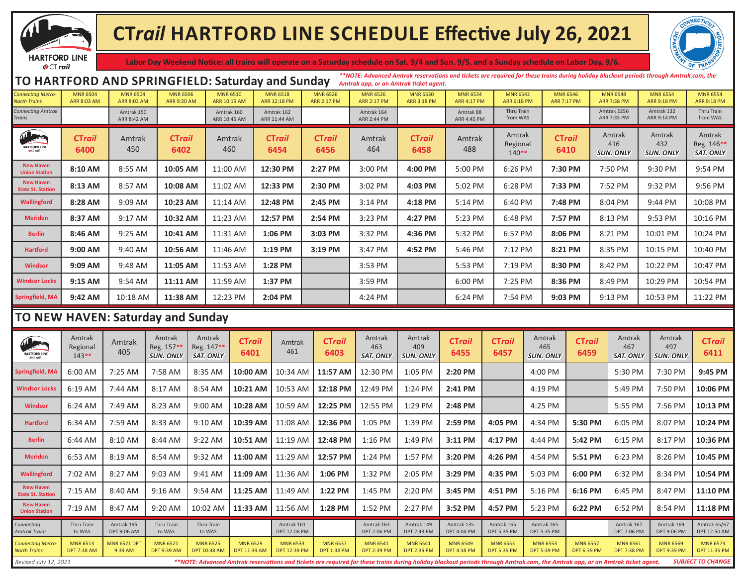# CT*rail* HARTFORD LINE SCHEDULE Effective July 26, 2021

**Labor Day Weekend Notice: all trains will operate on a Saturday schedule on Sat. 9/4 and Sun. 9/5, and a Sunday schedule on Labor Day, 9/6.**

## TO HARTFORD AND SPRINGFIELD: Saturday and Sunday

*\*\*NOTE: Advanced Amtrak reservations and tickets are required for these trains during holiday blackout periods through Amtrak.com, the Amtrak app, or an Amtrak ticket agent.*

| | | | | | | | | | | | | | | |
|---|---|---|---|---|---|---|---|---|---|---|---|---|---|---|
| *Connecting Metro-North Trains* | MNR 6504 ARR 8:03 AM | MNR 6504 ARR 8:03 AM | MNR 6506 ARR 9:20 AM | MNR 6510 ARR 10:19 AM | MNR 6518 ARR 12:18 PM | MNR 6526 ARR 2:17 PM | MNR 6526 ARR 2:17 PM | MNR 6530 ARR 3:18 PM | MNR 6534 ARR 4:17 PM | MNR 6542 ARR 6:18 PM | MNR 6546 ARR 7:17 PM | MNR 6548 ARR 7:38 PM | MNR 6554 ARR 9:18 PM | MNR 6554 ARR 9:18 PM |
| *Connecting Amtrak Trains* | | Amtrak 150 ARR 8:42 AM | | Amtrak 160 ARR 10:45 AM | Amtrak 162 ARR 11:44 AM | | Amtrak 164 ARR 2:44 PM | | Amtrak 88 ARR 4:45 PM | Thru Train from WAS | | Amtrak 2256 ARR 7:35 PM | Amtrak 132 ARR 9:14 PM | Thru Train from WAS |
| | **CT*rail* 6400** | Amtrak 450 | **CT*rail* 6402** | Amtrak 460 | **CT*rail* 6454** | **CT*rail* 6456** | Amtrak 464 | **CT*rail* 6458** | Amtrak 488 | Amtrak Regional 140\*\* | **CT*rail* 6410** | Amtrak 416 ***SUN. ONLY*** | Amtrak 432 ***SUN. ONLY*** | Amtrak Reg. 146\*\* ***SAT. ONLY*** |
| **New Haven Union Station** | **8:10 AM** | 8:55 AM | **10:05 AM** | 11:00 AM | **12:30 PM** | **2:27 PM** | 3:00 PM | **4:00 PM** | 5:00 PM | 6:26 PM | **7:30 PM** | 7:50 PM | 9:30 PM | 9:54 PM |
| **New Haven State St. Station** | **8:13 AM** | 8:57 AM | **10:08 AM** | 11:02 AM | **12:33 PM** | **2:30 PM** | 3:02 PM | **4:03 PM** | 5:02 PM | 6:28 PM | **7:33 PM** | 7:52 PM | 9:32 PM | 9:56 PM |
| **Wallingford** | **8:28 AM** | 9:09 AM | **10:23 AM** | 11:14 AM | **12:48 PM** | **2:45 PM** | 3:14 PM | **4:18 PM** | 5:14 PM | 6:40 PM | **7:48 PM** | 8:04 PM | 9:44 PM | 10:08 PM |
| **Meriden** | **8:37 AM** | 9:17 AM | **10:32 AM** | 11:23 AM | **12:57 PM** | **2:54 PM** | 3:23 PM | **4:27 PM** | 5:23 PM | 6:48 PM | **7:57 PM** | 8:13 PM | 9:53 PM | 10:16 PM |
| **Berlin** | **8:46 AM** | 9:25 AM | **10:41 AM** | 11:31 AM | **1:06 PM** | **3:03 PM** | 3:32 PM | **4:36 PM** | 5:32 PM | 6:57 PM | **8:06 PM** | 8:21 PM | 10:01 PM | 10:24 PM |
| **Hartford** | **9:00 AM** | 9:40 AM | **10:56 AM** | 11:46 AM | **1:19 PM** | **3:19 PM** | 3:47 PM | **4:52 PM** | 5:46 PM | 7:12 PM | **8:21 PM** | 8:35 PM | 10:15 PM | 10:40 PM |
| **Windsor** | **9:09 AM** | 9:48 AM | **11:05 AM** | 11:53 AM | **1:28 PM** | | 3:53 PM | | 5:53 PM | 7:19 PM | **8:30 PM** | 8:42 PM | 10:22 PM | 10:47 PM |
| **Windsor Locks** | **9:15 AM** | 9:54 AM | **11:11 AM** | 11:59 AM | **1:37 PM** | | 3:59 PM | | 6:00 PM | 7:25 PM | **8:36 PM** | 8:49 PM | 10:29 PM | 10:54 PM |
| **Springfield, MA** | **9:42 AM** | 10:18 AM | **11:38 AM** | 12:23 PM | **2:04 PM** | | 4:24 PM | | 6:24 PM | 7:54 PM | **9:03 PM** | 9:13 PM | 10:53 PM | 11:22 PM |

## TO NEW HAVEN: Saturday and Sunday

| | Amtrak Regional 143\*\* | Amtrak 405 | Amtrak Reg. 157\*\* ***SUN. ONLY*** | Amtrak Reg. 147\*\* ***SAT. ONLY*** | **CT*rail* 6401** | Amtrak 461 | **CT*rail* 6403** | Amtrak 463 ***SAT. ONLY*** | Amtrak 409 ***SUN. ONLY*** | **CT*rail* 6455** | **CT*rail* 6457** | Amtrak 465 ***SUN. ONLY*** | **CT*rail* 6459** | Amtrak 467 ***SAT. ONLY*** | Amtrak 497 ***SUN. ONLY*** | **CT*rail* 6411** |
|---|---|---|---|---|---|---|---|---|---|---|---|---|---|---|---|---|
| **Springfield, MA** | 6:00 AM | 7:25 AM | 7:58 AM | 8:35 AM | **10:00 AM** | 10:34 AM | **11:57 AM** | 12:30 PM | 1:05 PM | **2:20 PM** | | 4:00 PM | | 5:30 PM | 7:30 PM | **9:45 PM** |
| **Windsor Locks** | 6:19 AM | 7:44 AM | 8:17 AM | 8:54 AM | **10:21 AM** | 10:53 AM | **12:18 PM** | 12:49 PM | 1:24 PM | **2:41 PM** | | 4:19 PM | | 5:49 PM | 7:50 PM | **10:06 PM** |
| **Windsor** | 6:24 AM | 7:49 AM | 8:23 AM | 9:00 AM | **10:28 AM** | 10:59 AM | **12:25 PM** | 12:55 PM | 1:29 PM | **2:48 PM** | | 4:25 PM | | 5:55 PM | 7:56 PM | **10:13 PM** |
| **Hartford** | 6:34 AM | 7:59 AM | 8:33 AM | 9:10 AM | **10:39 AM** | 11:08 AM | **12:36 PM** | 1:05 PM | 1:39 PM | **2:59 PM** | **4:05 PM** | 4:34 PM | **5:30 PM** | 6:05 PM | 8:07 PM | **10:24 PM** |
| **Berlin** | 6:44 AM | 8:10 AM | 8:44 AM | 9:22 AM | **10:51 AM** | 11:19 AM | **12:48 PM** | 1:16 PM | 1:49 PM | **3:11 PM** | **4:17 PM** | 4:44 PM | **5:42 PM** | 6:15 PM | 8:17 PM | **10:36 PM** |
| **Meriden** | 6:53 AM | 8:19 AM | 8:54 AM | 9:32 AM | **11:00 AM** | 11:29 AM | **12:57 PM** | 1:24 PM | 1:57 PM | **3:20 PM** | **4:26 PM** | 4:54 PM | **5:51 PM** | 6:23 PM | 8:26 PM | **10:45 PM** |
| **Wallingford** | 7:02 AM | 8:27 AM | 9:03 AM | 9:41 AM | **11:09 AM** | 11:36 AM | **1:06 PM** | 1:32 PM | 2:05 PM | **3:29 PM** | **4:35 PM** | 5:03 PM | **6:00 PM** | 6:32 PM | 8:34 PM | **10:54 PM** |
| **New Haven State St. Station** | 7:15 AM | 8:40 AM | 9:16 AM | 9:54 AM | **11:25 AM** | 11:49 AM | **1:22 PM** | 1:45 PM | 2:20 PM | **3:45 PM** | **4:51 PM** | 5:16 PM | **6:16 PM** | 6:45 PM | 8:47 PM | **11:10 PM** |
| **New Haven Union Station** | 7:19 AM | 8:47 AM | 9:20 AM | 10:02 AM | **11:33 AM** | 11:56 AM | **1:28 PM** | 1:52 PM | 2:27 PM | **3:52 PM** | **4:57 PM** | 5:23 PM | **6:22 PM** | 6:52 PM | 8:54 PM | **11:18 PM** |
| *Connecting Amtrak Trains* | Thru Train to WAS | Amtrak 195 DPT 9:06 AM | Thru Train to WAS | Thru Train to WAS | | Amtrak 161 DPT 12:06 PM | | Amtrak 163 DPT 2:06 PM | Amtrak 149 DPT 2:43 PM | Amtrak 135 DPT 4:04 PM | Amtrak 165 DPT 5:35 PM | Amtrak 165 DPT 5:35 PM | | Amtrak 167 DPT 7:06 PM | Amtrak 169 DPT 9:06 PM | Amtrak 65/67 DPT 12:50 AM |
| *Connecting Metro-North Trains* | MNR 6513 DPT 7:38 AM | MNR 6521 DPT 9:39 AM | MNR 6521 DPT 9:39 AM | MNR 6525 DPT 10:38 AM | MNR 6529 DPT 11:39 AM | MNR 6533 DPT 12:39 PM | MNR 6537 DPT 1:38 PM | MNR 6541 DPT 2:39 PM | MNR 6541 DPT 2:39 PM | MNR 6549 DPT 4:38 PM | MNR 6553 DPT 5:39 PM | MNR 6553 DPT 5:39 PM | MNR 6557 DPT 6:39 PM | MNR 6561 DPT 7:38 PM | MNR 6569 DPT 9:39 PM | MNR 6573 DPT 11:35 PM |

*Revised July 12, 2021*

*\*\*NOTE: Advanced Amtrak reservations and tickets are required for these trains during holiday blackout periods through Amtrak.com, the Amtrak app, or an Amtrak ticket agent.*

***SUBJECT TO CHANGE***